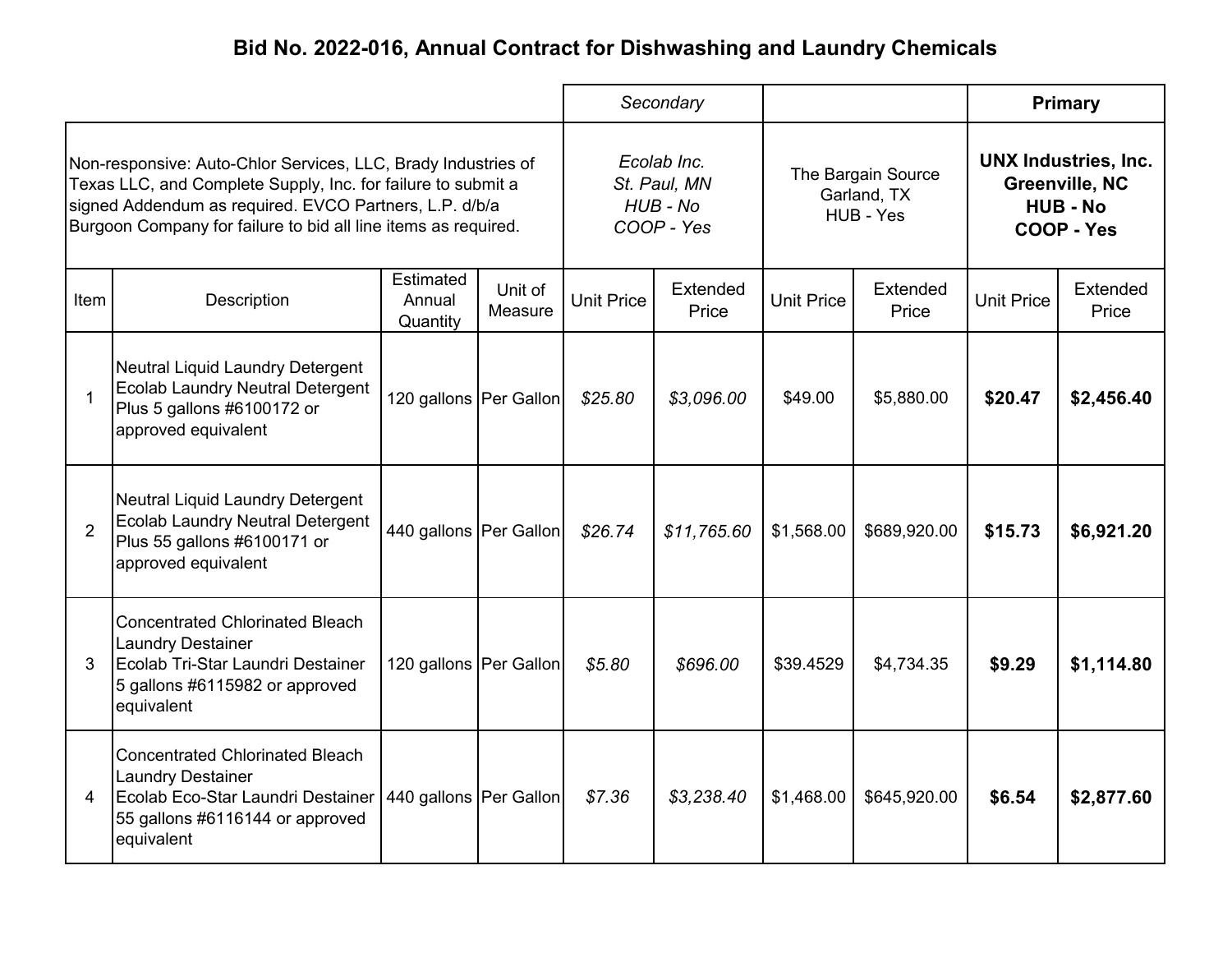# Bid No. 2022-016, Annual Contract for Dishwashing and Laundry Chemicals

| | | | | *Secondary* | | | | **Primary** | |
|---|---|---|---|---|---|---|---|---|---|
| Non-responsive: Auto-Chlor Services, LLC, Brady Industries of Texas LLC, and Complete Supply, Inc. for failure to submit a signed Addendum as required. EVCO Partners, L.P. d/b/a Burgoon Company for failure to bid all line items as required. | | | | *Ecolab Inc. St. Paul, MN HUB - No COOP - Yes* | | The Bargain Source Garland, TX HUB - Yes | | **UNX Industries, Inc. Greenville, NC HUB - No COOP - Yes** | |
| Item | Description | Estimated Annual Quantity | Unit of Measure | Unit Price | Extended Price | Unit Price | Extended Price | Unit Price | Extended Price |
| 1 | Neutral Liquid Laundry Detergent Ecolab Laundry Neutral Detergent Plus 5 gallons #6100172 or approved equivalent | 120 gallons | Per Gallon | *$25.80* | *$3,096.00* | $49.00 | $5,880.00 | **$20.47** | **$2,456.40** |
| 2 | Neutral Liquid Laundry Detergent Ecolab Laundry Neutral Detergent Plus 55 gallons #6100171 or approved equivalent | 440 gallons | Per Gallon | *$26.74* | *$11,765.60* | $1,568.00 | $689,920.00 | **$15.73** | **$6,921.20** |
| 3 | Concentrated Chlorinated Bleach Laundry Destainer Ecolab Tri-Star Laundri Destainer 5 gallons #6115982 or approved equivalent | 120 gallons | Per Gallon | *$5.80* | *$696.00* | $39.4529 | $4,734.35 | **$9.29** | **$1,114.80** |
| 4 | Concentrated Chlorinated Bleach Laundry Destainer Ecolab Eco-Star Laundri Destainer 55 gallons #6116144 or approved equivalent | 440 gallons | Per Gallon | *$7.36* | *$3,238.40* | $1,468.00 | $645,920.00 | **$6.54** | **$2,877.60** |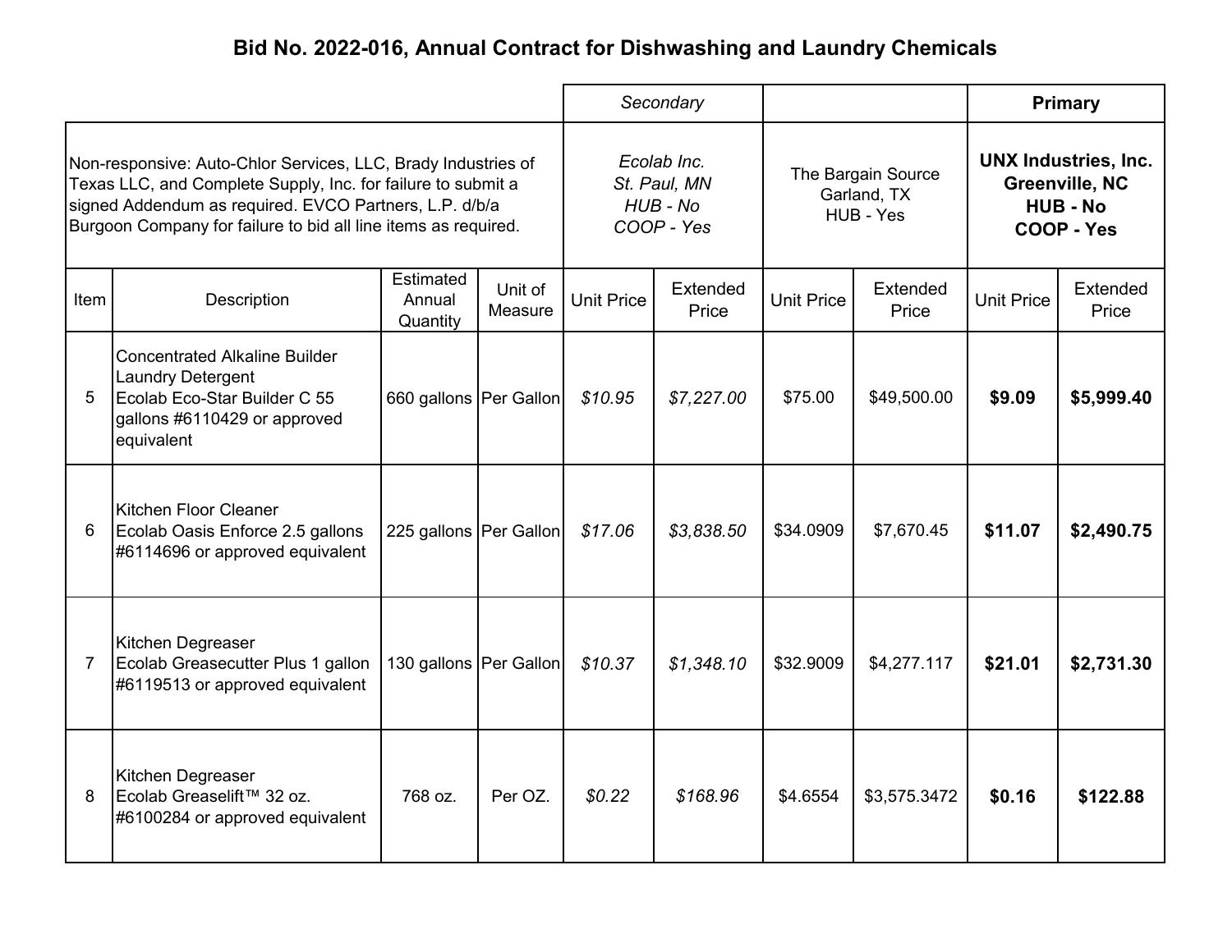# Bid No. 2022-016, Annual Contract for Dishwashing and Laundry Chemicals

| Non-responsive: Auto-Chlor Services, LLC, Brady Industries of Texas LLC, and Complete Supply, Inc. for failure to submit a signed Addendum as required. EVCO Partners, L.P. d/b/a Burgoon Company for failure to bid all line items as required. | | | | *Secondary* *Ecolab Inc. St. Paul, MN HUB - No COOP - Yes* | | The Bargain Source Garland, TX HUB - Yes | | **Primary** **UNX Industries, Inc. Greenville, NC HUB - No COOP - Yes** | |
|---|---|---|---|---|---|---|---|---|---|
| Item | Description | Estimated Annual Quantity | Unit of Measure | Unit Price | Extended Price | Unit Price | Extended Price | Unit Price | Extended Price |
| 5 | Concentrated Alkaline Builder Laundry Detergent Ecolab Eco-Star Builder C 55 gallons #6110429 or approved equivalent | 660 gallons | Per Gallon | *$10.95* | *$7,227.00* | $75.00 | $49,500.00 | **$9.09** | **$5,999.40** |
| 6 | Kitchen Floor Cleaner Ecolab Oasis Enforce 2.5 gallons #6114696 or approved equivalent | 225 gallons | Per Gallon | *$17.06* | *$3,838.50* | $34.0909 | $7,670.45 | **$11.07** | **$2,490.75** |
| 7 | Kitchen Degreaser Ecolab Greasecutter Plus 1 gallon #6119513 or approved equivalent | 130 gallons | Per Gallon | *$10.37* | *$1,348.10* | $32.9009 | $4,277.117 | **$21.01** | **$2,731.30** |
| 8 | Kitchen Degreaser Ecolab Greaselift™ 32 oz. #6100284 or approved equivalent | 768 oz. | Per OZ. | *$0.22* | *$168.96* | $4.6554 | $3,575.3472 | **$0.16** | **$122.88** |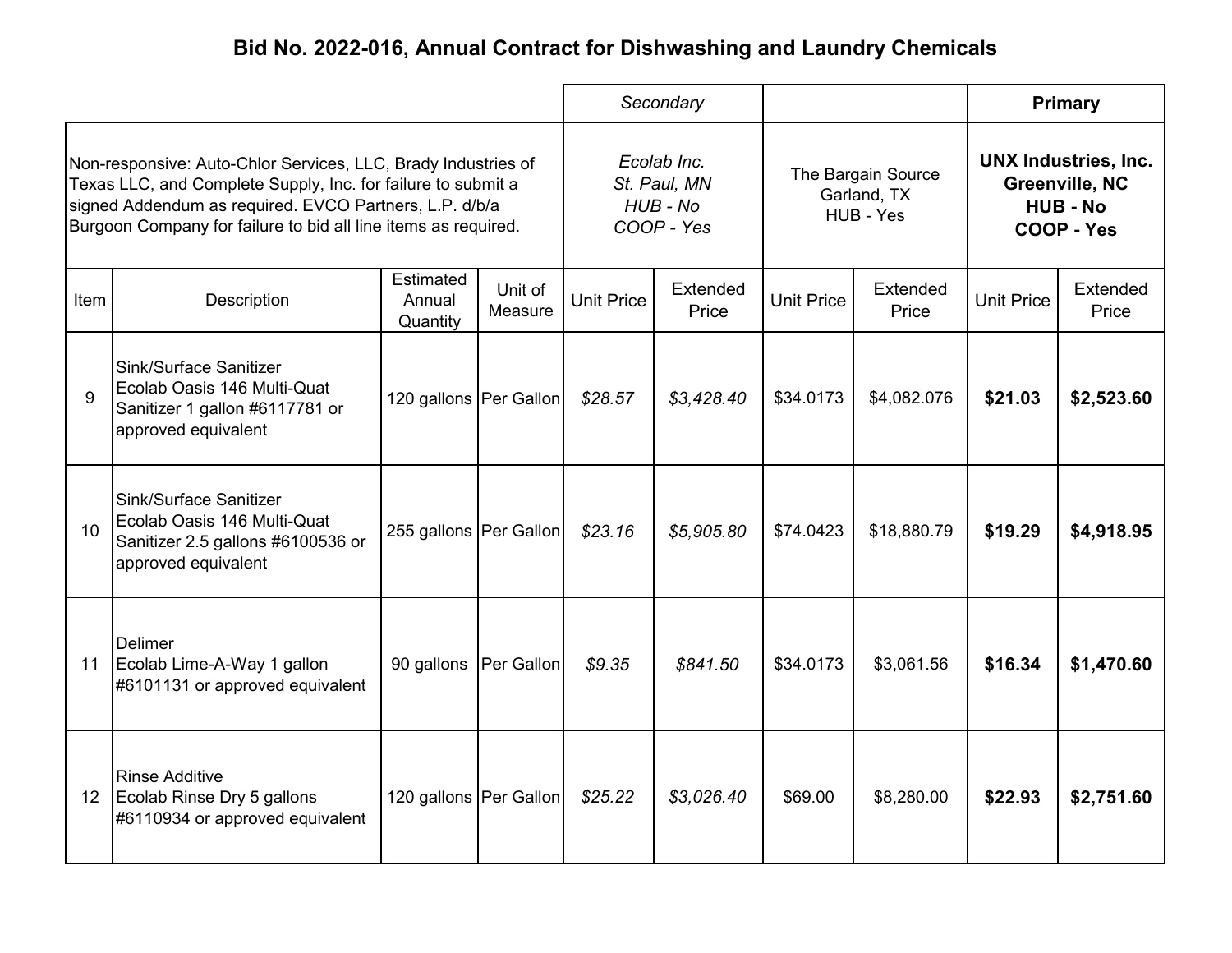# Bid No. 2022-016, Annual Contract for Dishwashing and Laundry Chemicals

| | | | | *Secondary* | | | | **Primary** | |
|---|---|---|---|---|---|---|---|---|---|
| Non-responsive: Auto-Chlor Services, LLC, Brady Industries of Texas LLC, and Complete Supply, Inc. for failure to submit a signed Addendum as required. EVCO Partners, L.P. d/b/a Burgoon Company for failure to bid all line items as required. | | | | *Ecolab Inc.<br>St. Paul, MN<br>HUB - No<br>COOP - Yes* | | The Bargain Source<br>Garland, TX<br>HUB - Yes | | **UNX Industries, Inc.<br>Greenville, NC<br>HUB - No<br>COOP - Yes** | |
| Item | Description | Estimated Annual Quantity | Unit of Measure | Unit Price | Extended Price | Unit Price | Extended Price | Unit Price | Extended Price |
| 9 | Sink/Surface Sanitizer<br>Ecolab Oasis 146 Multi-Quat Sanitizer 1 gallon #6117781 or approved equivalent | 120 gallons | Per Gallon | *$28.57* | *$3,428.40* | $34.0173 | $4,082.076 | **$21.03** | **$2,523.60** |
| 10 | Sink/Surface Sanitizer<br>Ecolab Oasis 146 Multi-Quat Sanitizer 2.5 gallons #6100536 or approved equivalent | 255 gallons | Per Gallon | *$23.16* | *$5,905.80* | $74.0423 | $18,880.79 | **$19.29** | **$4,918.95** |
| 11 | Delimer<br>Ecolab Lime-A-Way 1 gallon #6101131 or approved equivalent | 90 gallons | Per Gallon | *$9.35* | *$841.50* | $34.0173 | $3,061.56 | **$16.34** | **$1,470.60** |
| 12 | Rinse Additive<br>Ecolab Rinse Dry 5 gallons #6110934 or approved equivalent | 120 gallons | Per Gallon | *$25.22* | *$3,026.40* | $69.00 | $8,280.00 | **$22.93** | **$2,751.60** |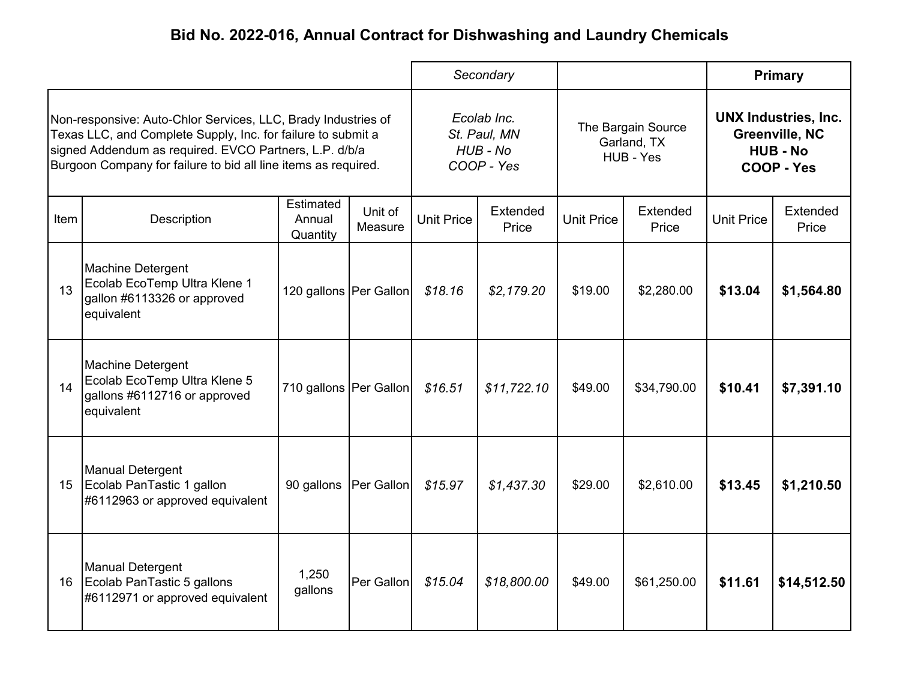# Bid No. 2022-016, Annual Contract for Dishwashing and Laundry Chemicals

| | | | | *Secondary* | | | | **Primary** | |
|---|---|---|---|---|---|---|---|---|---|
| Non-responsive: Auto-Chlor Services, LLC, Brady Industries of Texas LLC, and Complete Supply, Inc. for failure to submit a signed Addendum as required. EVCO Partners, L.P. d/b/a Burgoon Company for failure to bid all line items as required. | | | | *Ecolab Inc. St. Paul, MN HUB - No COOP - Yes* | | The Bargain Source Garland, TX HUB - Yes | | **UNX Industries, Inc. Greenville, NC HUB - No COOP - Yes** | |
| Item | Description | Estimated Annual Quantity | Unit of Measure | Unit Price | Extended Price | Unit Price | Extended Price | Unit Price | Extended Price |
| 13 | Machine Detergent Ecolab EcoTemp Ultra Klene 1 gallon #6113326 or approved equivalent | 120 gallons | Per Gallon | *$18.16* | *$2,179.20* | $19.00 | $2,280.00 | **$13.04** | **$1,564.80** |
| 14 | Machine Detergent Ecolab EcoTemp Ultra Klene 5 gallons #6112716 or approved equivalent | 710 gallons | Per Gallon | *$16.51* | *$11,722.10* | $49.00 | $34,790.00 | **$10.41** | **$7,391.10** |
| 15 | Manual Detergent Ecolab PanTastic 1 gallon #6112963 or approved equivalent | 90 gallons | Per Gallon | *$15.97* | *$1,437.30* | $29.00 | $2,610.00 | **$13.45** | **$1,210.50** |
| 16 | Manual Detergent Ecolab PanTastic 5 gallons #6112971 or approved equivalent | 1,250 gallons | Per Gallon | *$15.04* | *$18,800.00* | $49.00 | $61,250.00 | **$11.61** | **$14,512.50** |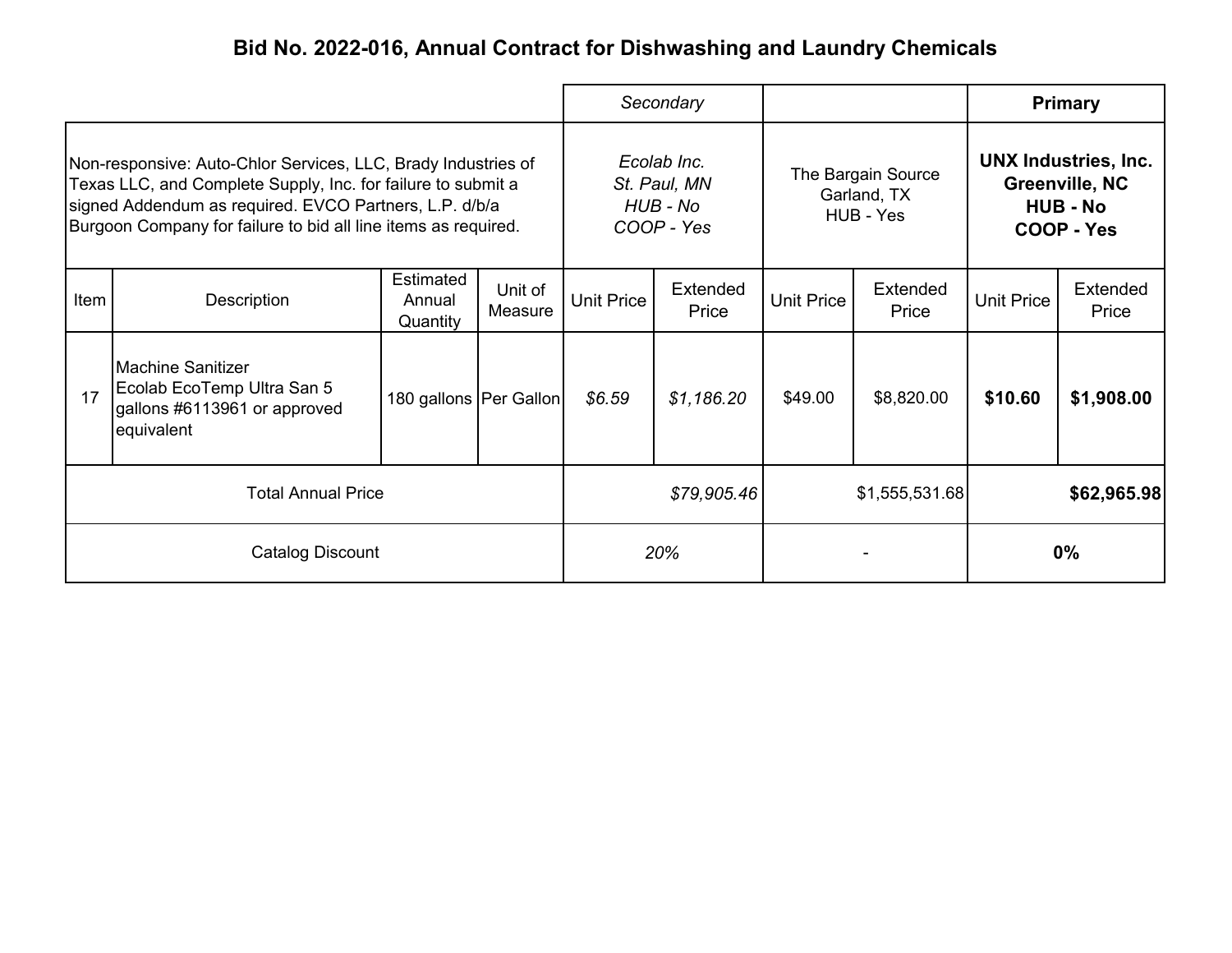# Bid No. 2022-016, Annual Contract for Dishwashing and Laundry Chemicals

| | | | | | | | | | |
|---|---|---|---|---|---|---|---|---|---|
| | | | | *Secondary* | | | | **Primary** | |
| Non-responsive: Auto-Chlor Services, LLC, Brady Industries of Texas LLC, and Complete Supply, Inc. for failure to submit a signed Addendum as required. EVCO Partners, L.P. d/b/a Burgoon Company for failure to bid all line items as required. | | | | *Ecolab Inc. St. Paul, MN HUB - No COOP - Yes* | | The Bargain Source Garland, TX HUB - Yes | | **UNX Industries, Inc. Greenville, NC HUB - No COOP - Yes** | |
| Item | Description | Estimated Annual Quantity | Unit of Measure | Unit Price | Extended Price | Unit Price | Extended Price | Unit Price | Extended Price |
| 17 | Machine Sanitizer Ecolab EcoTemp Ultra San 5 gallons #6113961 or approved equivalent | 180 gallons | Per Gallon | *$6.59* | *$1,186.20* | $49.00 | $8,820.00 | **$10.60** | **$1,908.00** |
| Total Annual Price | | | | | *$79,905.46* | | $1,555,531.68 | | **$62,965.98** |
| Catalog Discount | | | | *20%* | | - | | **0%** | |